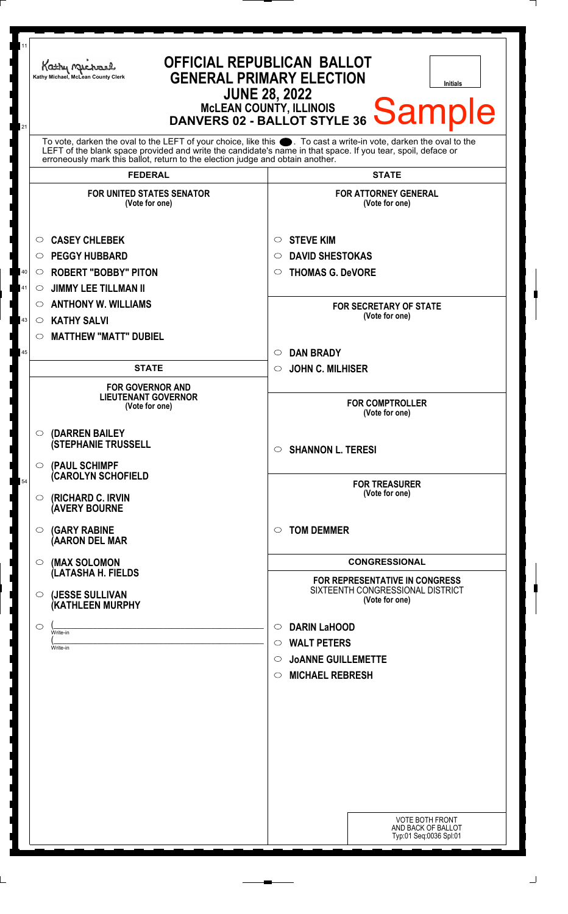Kathy Michael, McLean County Clerk

# OFFICIAL REPUBLICAN BALLOT
## GENERAL PRIMARY ELECTION
### JUNE 28, 2022
### McLEAN COUNTY, ILLINOIS
### DANVERS 02 - BALLOT STYLE 36

Initials

Sample

To vote, darken the oval to the LEFT of your choice, like this ●. To cast a write-in vote, darken the oval to the LEFT of the blank space provided and write the candidate's name in that space. If you tear, spoil, deface or erroneously mark this ballot, return to the election judge and obtain another.

## FEDERAL

**FOR UNITED STATES SENATOR**
(Vote for one)

- ○ CASEY CHLEBEK
- ○ PEGGY HUBBARD
- ○ ROBERT "BOBBY" PITON
- ○ JIMMY LEE TILLMAN II
- ○ ANTHONY W. WILLIAMS
- ○ KATHY SALVI
- ○ MATTHEW "MATT" DUBIEL

## STATE

**FOR GOVERNOR AND LIEUTENANT GOVERNOR**
(Vote for one)

- ○ (DARREN BAILEY (STEPHANIE TRUSSELL
- ○ (PAUL SCHIMPF (CAROLYN SCHOFIELD
- ○ (RICHARD C. IRVIN (AVERY BOURNE
- ○ (GARY RABINE (AARON DEL MAR
- ○ (MAX SOLOMON (LATASHA H. FIELDS
- ○ (JESSE SULLIVAN (KATHLEEN MURPHY
- ○ (\_\_\_\_\_\_\_\_\_\_\_\_ Write-in (\_\_\_\_\_\_\_\_\_\_\_\_ Write-in

## STATE

**FOR ATTORNEY GENERAL**
(Vote for one)

- ○ STEVE KIM
- ○ DAVID SHESTOKAS
- ○ THOMAS G. DeVORE

**FOR SECRETARY OF STATE**
(Vote for one)

- ○ DAN BRADY
- ○ JOHN C. MILHISER

**FOR COMPTROLLER**
(Vote for one)

- ○ SHANNON L. TERESI

**FOR TREASURER**
(Vote for one)

- ○ TOM DEMMER

## CONGRESSIONAL

**FOR REPRESENTATIVE IN CONGRESS**
SIXTEENTH CONGRESSIONAL DISTRICT
(Vote for one)

- ○ DARIN LaHOOD
- ○ WALT PETERS
- ○ JoANNE GUILLEMETTE
- ○ MICHAEL REBRESH

VOTE BOTH FRONT AND BACK OF BALLOT
Typ:01 Seq:0036 Spl:01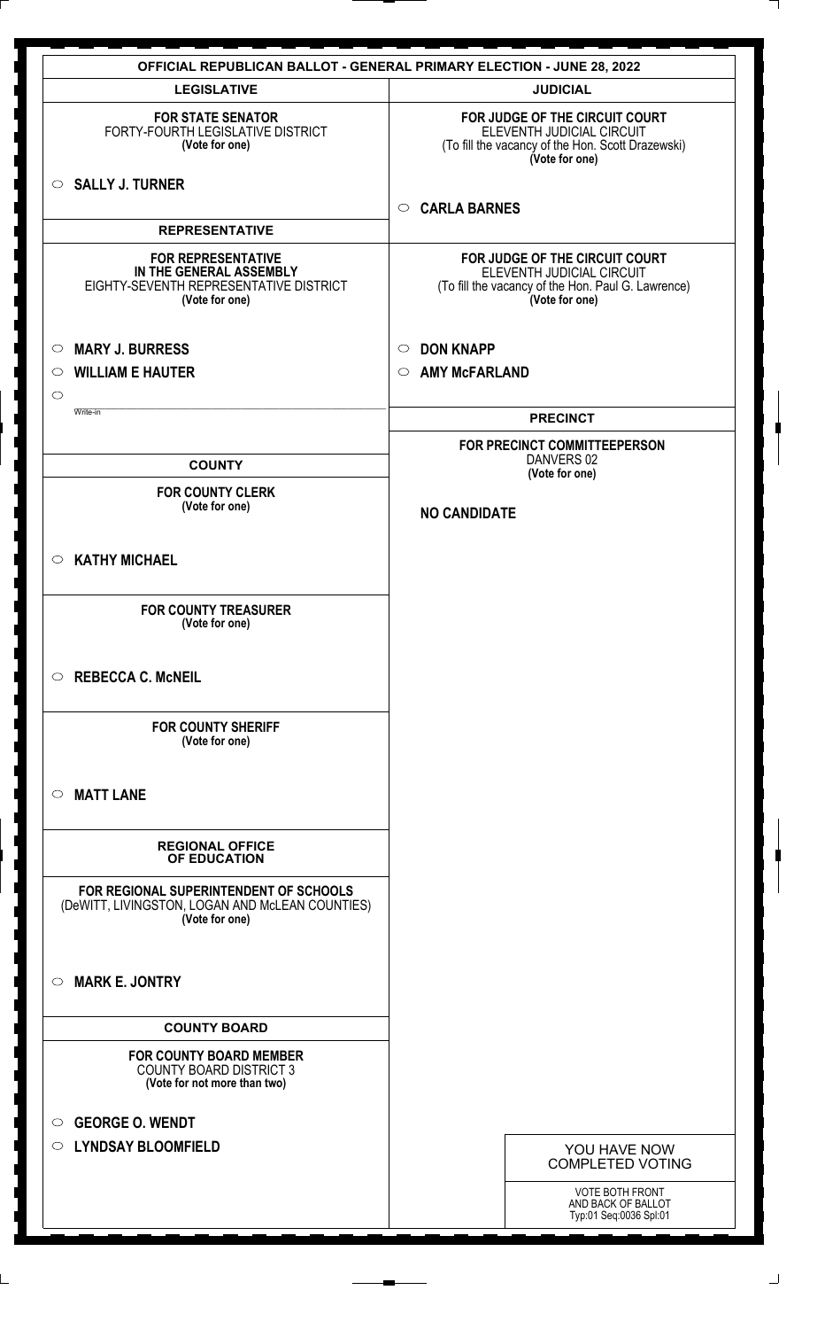# OFFICIAL REPUBLICAN BALLOT - GENERAL PRIMARY ELECTION - JUNE 28, 2022

## LEGISLATIVE

**FOR STATE SENATOR**
FORTY-FOURTH LEGISLATIVE DISTRICT
**(Vote for one)**

○ **SALLY J. TURNER**

## REPRESENTATIVE

**FOR REPRESENTATIVE IN THE GENERAL ASSEMBLY**
EIGHTY-SEVENTH REPRESENTATIVE DISTRICT
**(Vote for one)**

○ **MARY J. BURRESS**
○ **WILLIAM E HAUTER**
○ ______________________
Write-in

## COUNTY

**FOR COUNTY CLERK**
**(Vote for one)**

○ **KATHY MICHAEL**

**FOR COUNTY TREASURER**
**(Vote for one)**

○ **REBECCA C. McNEIL**

**FOR COUNTY SHERIFF**
**(Vote for one)**

○ **MATT LANE**

## REGIONAL OFFICE OF EDUCATION

**FOR REGIONAL SUPERINTENDENT OF SCHOOLS**
(DeWITT, LIVINGSTON, LOGAN AND McLEAN COUNTIES)
**(Vote for one)**

○ **MARK E. JONTRY**

## COUNTY BOARD

**FOR COUNTY BOARD MEMBER**
COUNTY BOARD DISTRICT 3
**(Vote for not more than two)**

○ **GEORGE O. WENDT**
○ **LYNDSAY BLOOMFIELD**

## JUDICIAL

**FOR JUDGE OF THE CIRCUIT COURT**
ELEVENTH JUDICIAL CIRCUIT
(To fill the vacancy of the Hon. Scott Drazewski)
**(Vote for one)**

○ **CARLA BARNES**

**FOR JUDGE OF THE CIRCUIT COURT**
ELEVENTH JUDICIAL CIRCUIT
(To fill the vacancy of the Hon. Paul G. Lawrence)
**(Vote for one)**

○ **DON KNAPP**
○ **AMY McFARLAND**

## PRECINCT

**FOR PRECINCT COMMITTEEPERSON**
DANVERS 02
**(Vote for one)**

**NO CANDIDATE**

YOU HAVE NOW COMPLETED VOTING

VOTE BOTH FRONT AND BACK OF BALLOT
Typ:01 Seq:0036 Spl:01